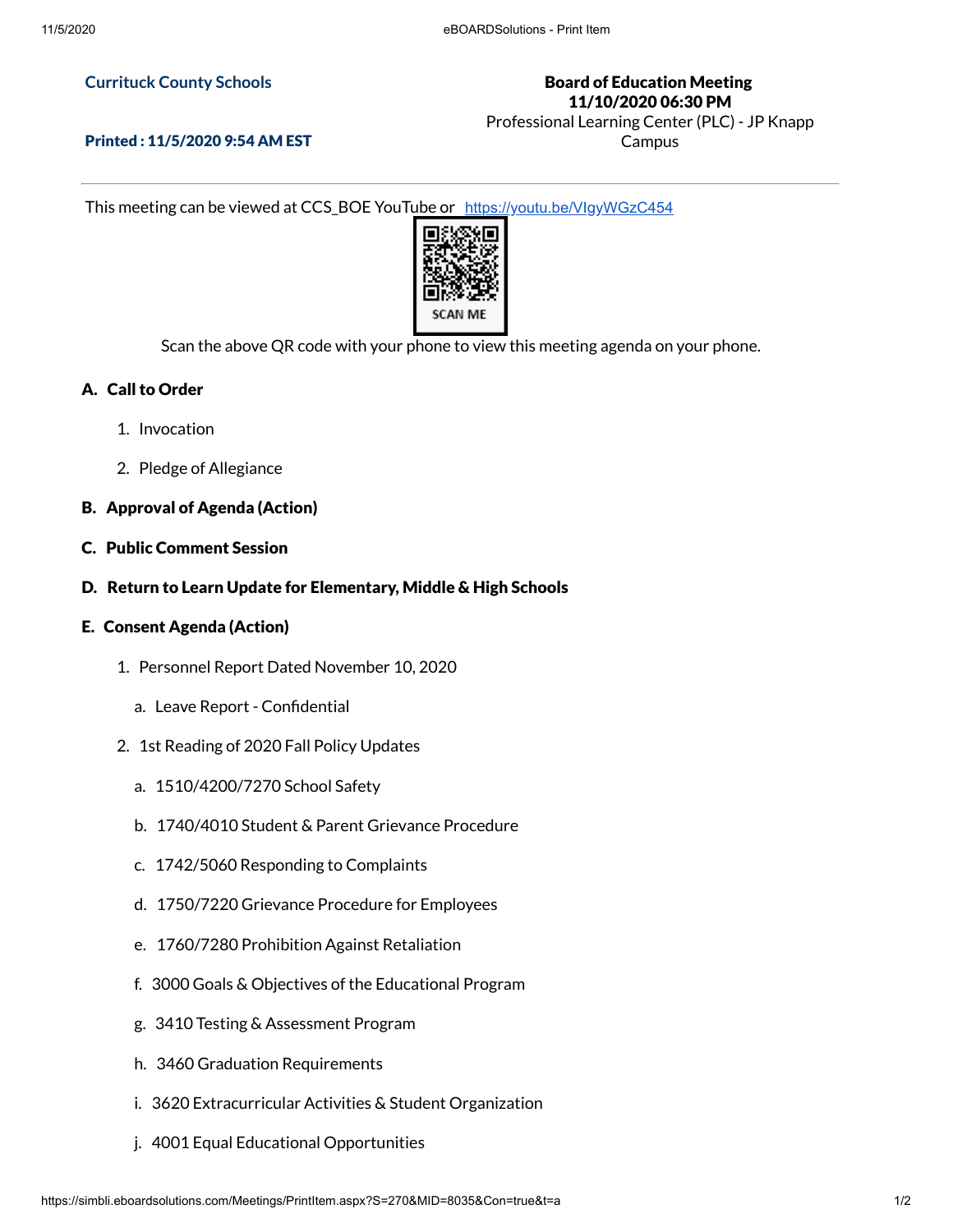**Currituck County Schools**

**Printed : 11/5/2020 9:54 AM EST**

**Board of Education Meeting**
**11/10/2020 06:30 PM**
Professional Learning Center (PLC) - JP Knapp Campus

This meeting can be viewed at CCS_BOE YouTube or https://youtu.be/VIgyWGzC454

SCAN ME

Scan the above QR code with your phone to view this meeting agenda on your phone.

## A. Call to Order

1. Invocation
2. Pledge of Allegiance

## B. Approval of Agenda (Action)

## C. Public Comment Session

## D. Return to Learn Update for Elementary, Middle & High Schools

## E. Consent Agenda (Action)

1. Personnel Report Dated November 10, 2020
   a. Leave Report - Confidential
2. 1st Reading of 2020 Fall Policy Updates
   a. 1510/4200/7270 School Safety
   b. 1740/4010 Student & Parent Grievance Procedure
   c. 1742/5060 Responding to Complaints
   d. 1750/7220 Grievance Procedure for Employees
   e. 1760/7280 Prohibition Against Retaliation
   f. 3000 Goals & Objectives of the Educational Program
   g. 3410 Testing & Assessment Program
   h. 3460 Graduation Requirements
   i. 3620 Extracurricular Activities & Student Organization
   j. 4001 Equal Educational Opportunities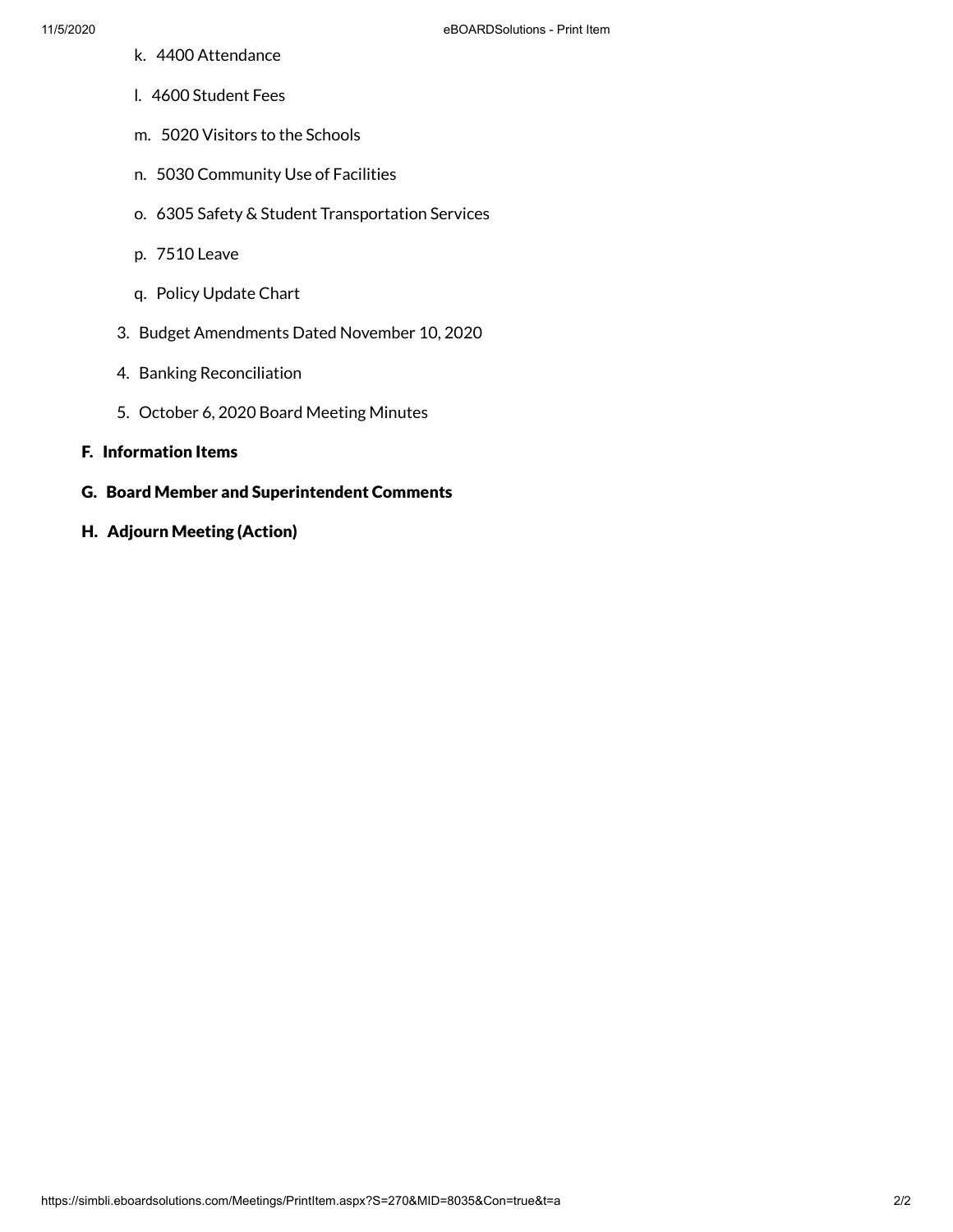- k. 4400 Attendance
   - l. 4600 Student Fees
   - m. 5020 Visitors to the Schools
   - n. 5030 Community Use of Facilities
   - o. 6305 Safety & Student Transportation Services
   - p. 7510 Leave
   - q. Policy Update Chart

3. Budget Amendments Dated November 10, 2020
4. Banking Reconciliation
5. October 6, 2020 Board Meeting Minutes

**F. Information Items**

**G. Board Member and Superintendent Comments**

**H. Adjourn Meeting (Action)**